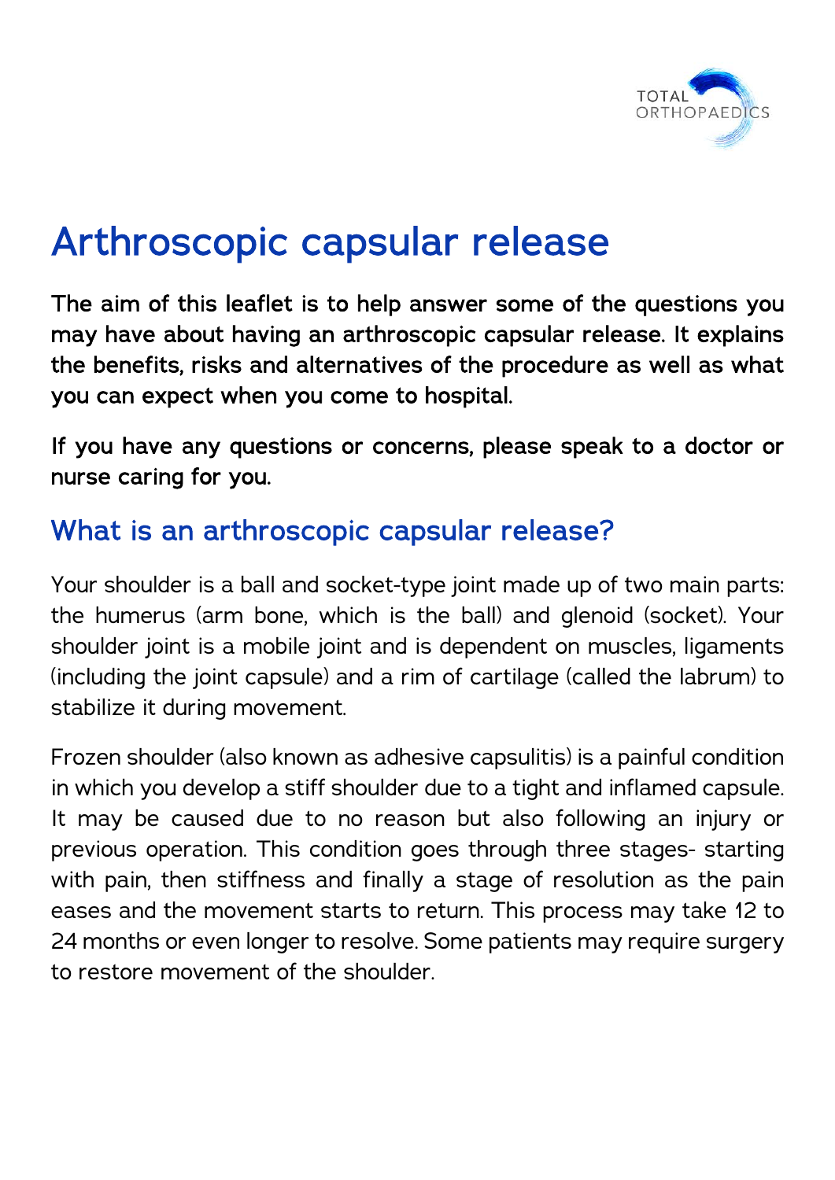# Arthroscopic capsular release

**The aim of this leaflet is to help answer some of the questions you may have about having an arthroscopic capsular release. It explains the benefits, risks and alternatives of the procedure as well as what you can expect when you come to hospital.**

**If you have any questions or concerns, please speak to a doctor or nurse caring for you.**

## What is an arthroscopic capsular release?

Your shoulder is a ball and socket-type joint made up of two main parts: the humerus (arm bone, which is the ball) and glenoid (socket). Your shoulder joint is a mobile joint and is dependent on muscles, ligaments (including the joint capsule) and a rim of cartilage (called the labrum) to stabilize it during movement.

Frozen shoulder (also known as adhesive capsulitis) is a painful condition in which you develop a stiff shoulder due to a tight and inflamed capsule. It may be caused due to no reason but also following an injury or previous operation. This condition goes through three stages- starting with pain, then stiffness and finally a stage of resolution as the pain eases and the movement starts to return. This process may take 12 to 24 months or even longer to resolve. Some patients may require surgery to restore movement of the shoulder.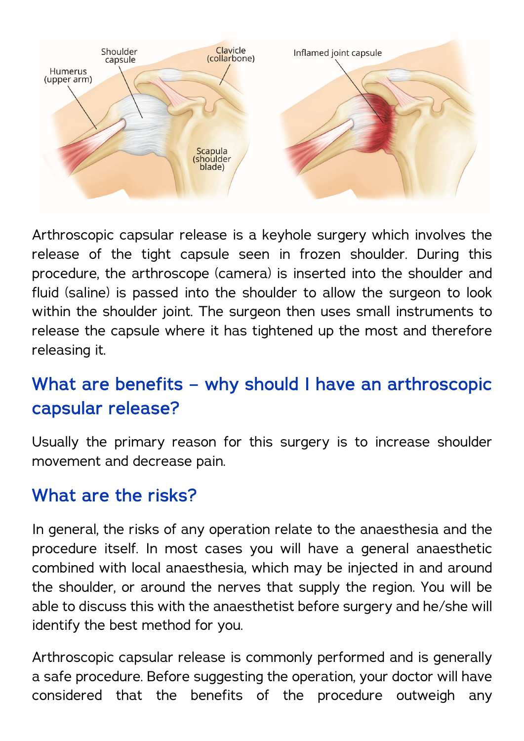Arthroscopic capsular release is a keyhole surgery which involves the release of the tight capsule seen in frozen shoulder. During this procedure, the arthroscope (camera) is inserted into the shoulder and fluid (saline) is passed into the shoulder to allow the surgeon to look within the shoulder joint. The surgeon then uses small instruments to release the capsule where it has tightened up the most and therefore releasing it.

## What are benefits – why should I have an arthroscopic capsular release?

Usually the primary reason for this surgery is to increase shoulder movement and decrease pain.

## What are the risks?

In general, the risks of any operation relate to the anaesthesia and the procedure itself. In most cases you will have a general anaesthetic combined with local anaesthesia, which may be injected in and around the shoulder, or around the nerves that supply the region. You will be able to discuss this with the anaesthetist before surgery and he/she will identify the best method for you.

Arthroscopic capsular release is commonly performed and is generally a safe procedure. Before suggesting the operation, your doctor will have considered that the benefits of the procedure outweigh any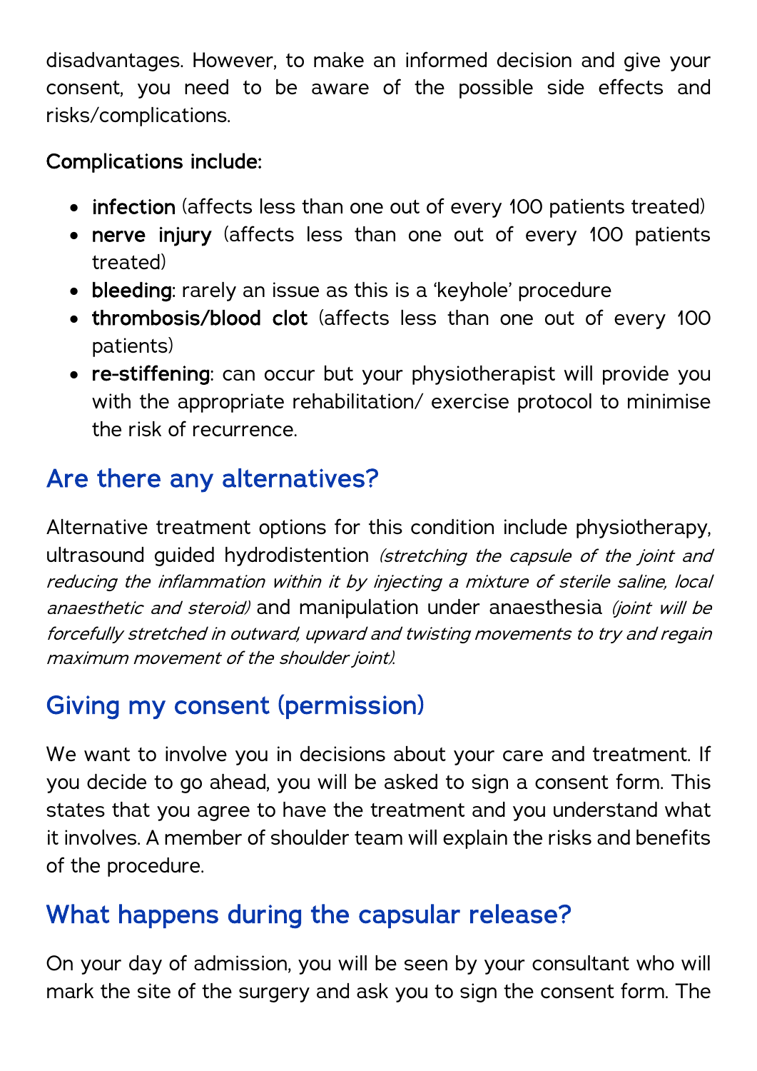disadvantages. However, to make an informed decision and give your consent, you need to be aware of the possible side effects and risks/complications.

Complications include:

- **infection** (affects less than one out of every 100 patients treated)
- **nerve injury** (affects less than one out of every 100 patients treated)
- **bleeding**: rarely an issue as this is a 'keyhole' procedure
- **thrombosis/blood clot** (affects less than one out of every 100 patients)
- **re-stiffening**: can occur but your physiotherapist will provide you with the appropriate rehabilitation/ exercise protocol to minimise the risk of recurrence.

## Are there any alternatives?

Alternative treatment options for this condition include physiotherapy, ultrasound guided hydrodistention *(stretching the capsule of the joint and reducing the inflammation within it by injecting a mixture of sterile saline, local anaesthetic and steroid)* and manipulation under anaesthesia *(joint will be forcefully stretched in outward, upward and twisting movements to try and regain maximum movement of the shoulder joint)*.

## Giving my consent (permission)

We want to involve you in decisions about your care and treatment. If you decide to go ahead, you will be asked to sign a consent form. This states that you agree to have the treatment and you understand what it involves. A member of shoulder team will explain the risks and benefits of the procedure.

## What happens during the capsular release?

On your day of admission, you will be seen by your consultant who will mark the site of the surgery and ask you to sign the consent form. The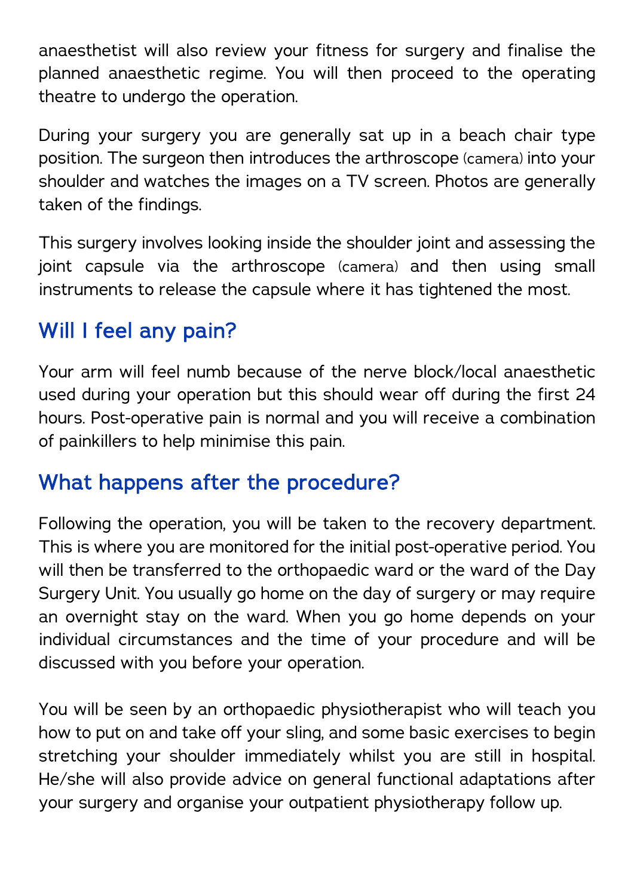anaesthetist will also review your fitness for surgery and finalise the planned anaesthetic regime. You will then proceed to the operating theatre to undergo the operation.

During your surgery you are generally sat up in a beach chair type position. The surgeon then introduces the arthroscope (camera) into your shoulder and watches the images on a TV screen. Photos are generally taken of the findings.

This surgery involves looking inside the shoulder joint and assessing the joint capsule via the arthroscope (camera) and then using small instruments to release the capsule where it has tightened the most.

## Will I feel any pain?

Your arm will feel numb because of the nerve block/local anaesthetic used during your operation but this should wear off during the first 24 hours. Post-operative pain is normal and you will receive a combination of painkillers to help minimise this pain.

## What happens after the procedure?

Following the operation, you will be taken to the recovery department. This is where you are monitored for the initial post-operative period. You will then be transferred to the orthopaedic ward or the ward of the Day Surgery Unit. You usually go home on the day of surgery or may require an overnight stay on the ward. When you go home depends on your individual circumstances and the time of your procedure and will be discussed with you before your operation.

You will be seen by an orthopaedic physiotherapist who will teach you how to put on and take off your sling, and some basic exercises to begin stretching your shoulder immediately whilst you are still in hospital. He/she will also provide advice on general functional adaptations after your surgery and organise your outpatient physiotherapy follow up.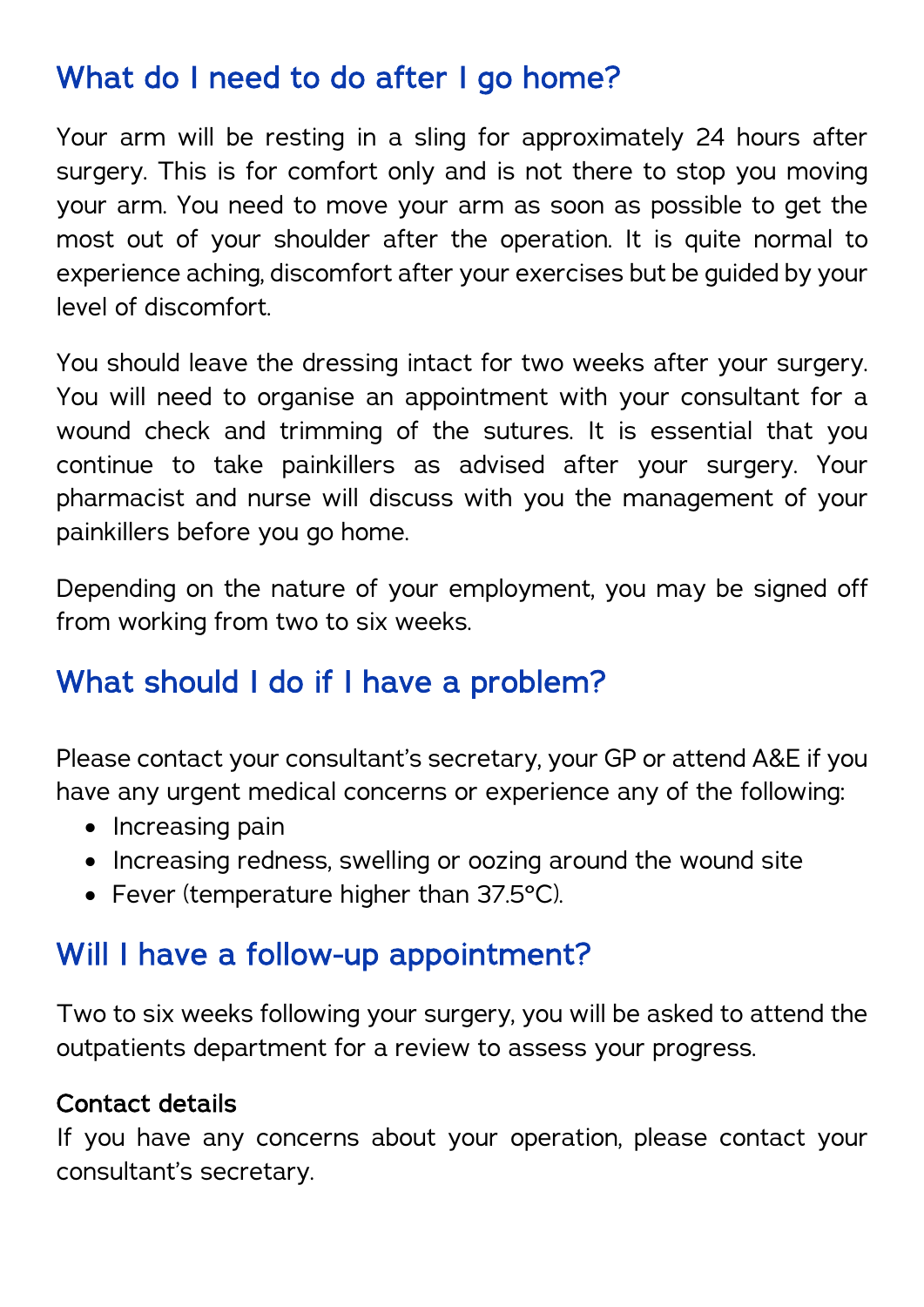## What do I need to do after I go home?

Your arm will be resting in a sling for approximately 24 hours after surgery. This is for comfort only and is not there to stop you moving your arm. You need to move your arm as soon as possible to get the most out of your shoulder after the operation. It is quite normal to experience aching, discomfort after your exercises but be guided by your level of discomfort.

You should leave the dressing intact for two weeks after your surgery. You will need to organise an appointment with your consultant for a wound check and trimming of the sutures. It is essential that you continue to take painkillers as advised after your surgery. Your pharmacist and nurse will discuss with you the management of your painkillers before you go home.

Depending on the nature of your employment, you may be signed off from working from two to six weeks.

## What should I do if I have a problem?

Please contact your consultant's secretary, your GP or attend A&E if you have any urgent medical concerns or experience any of the following:

- Increasing pain
- Increasing redness, swelling or oozing around the wound site
- Fever (temperature higher than 37.5°C).

## Will I have a follow-up appointment?

Two to six weeks following your surgery, you will be asked to attend the outpatients department for a review to assess your progress.

**Contact details**

If you have any concerns about your operation, please contact your consultant's secretary.